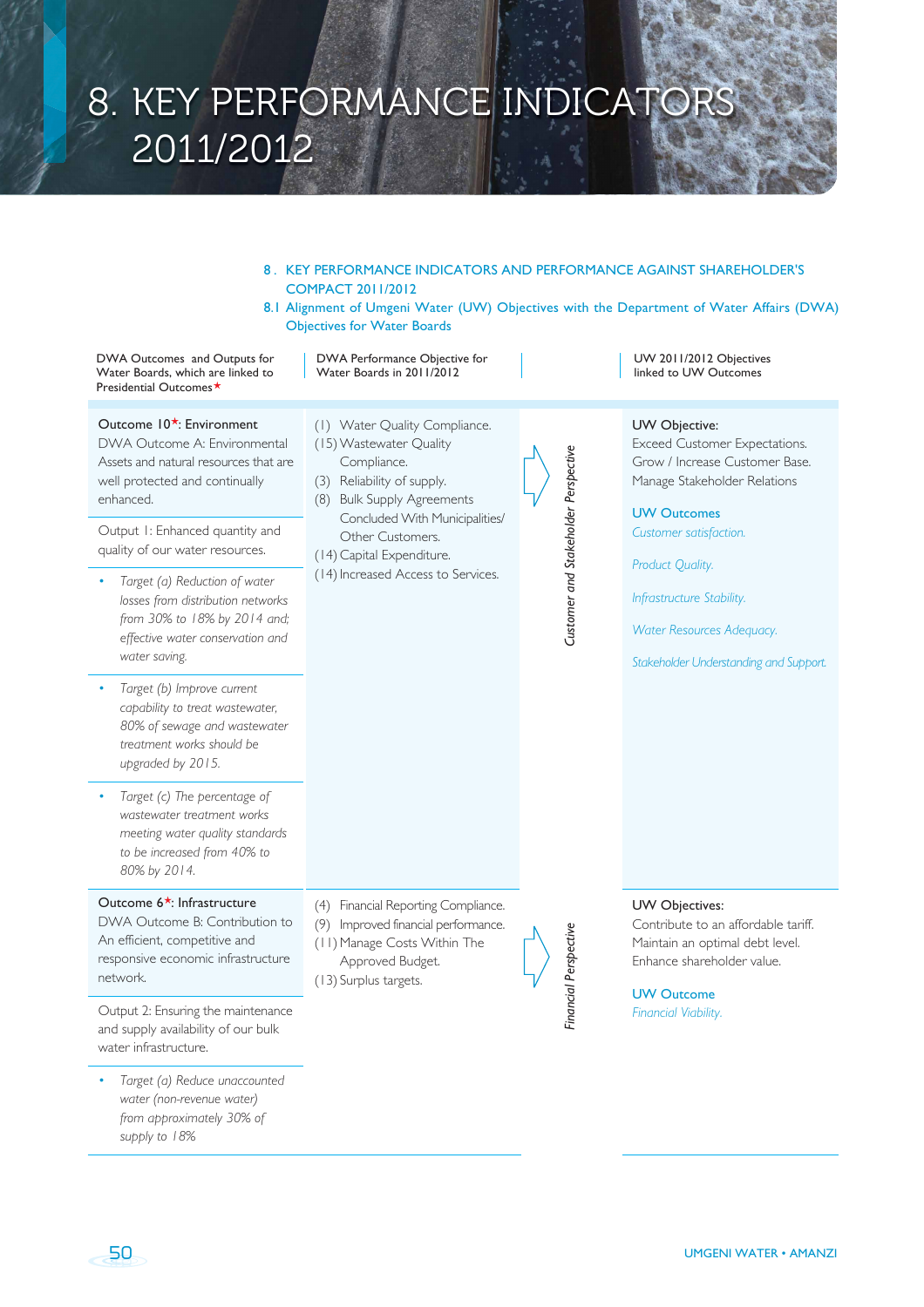# 8. KEY PERFORMANCE INDICATORS 2011/2012

## 8. KEY PERFORMANCE INDICATORS AND PERFORMANCE AGAINST SHAREHOLDER'S COMPACT 2011/2012

### 8.1 Alignment of Umgeni Water (UW) Objectives with the Department of Water Affairs (DWA) Objectives for Water Boards

| DWA Outcomes and Outputs for Water Boards, which are linked to Presidential Outcomes* | DWA Performance Objective for Water Boards in 2011/2012 | | UW 2011/2012 Objectives linked to UW Outcomes |
|---|---|---|---|
| **Outcome 10*: Environment**<br>DWA Outcome A: Environmental Assets and natural resources that are well protected and continually enhanced.<br><br>Output 1: Enhanced quantity and quality of our water resources.<br><br>• *Target (a) Reduction of water losses from distribution networks from 30% to 18% by 2014 and; effective water conservation and water saving.*<br><br>• *Target (b) Improve current capability to treat wastewater, 80% of sewage and wastewater treatment works should be upgraded by 2015.*<br><br>• *Target (c) The percentage of wastewater treatment works meeting water quality standards to be increased from 40% to 80% by 2014.* | (1) Water Quality Compliance.<br>(15) Wastewater Quality Compliance.<br>(3) Reliability of supply.<br>(8) Bulk Supply Agreements Concluded With Municipalities/ Other Customers.<br>(14) Capital Expenditure.<br>(14) Increased Access to Services. | *Customer and Stakeholder Perspective* | UW Objective:<br>Exceed Customer Expectations.<br>Grow / Increase Customer Base.<br>Manage Stakeholder Relations<br><br>UW Outcomes<br>*Customer satisfaction.*<br>*Product Quality.*<br>*Infrastructure Stability.*<br>*Water Resources Adequacy.*<br>*Stakeholder Understanding and Support.* |
| **Outcome 6*: Infrastructure**<br>DWA Outcome B: Contribution to An efficient, competitive and responsive economic infrastructure network.<br><br>Output 2: Ensuring the maintenance and supply availability of our bulk water infrastructure.<br><br>• *Target (a) Reduce unaccounted water (non-revenue water) from approximately 30% of supply to 18%* | (4) Financial Reporting Compliance.<br>(9) Improved financial performance.<br>(11) Manage Costs Within The Approved Budget.<br>(13) Surplus targets. | *Financial Perspective* | UW Objectives:<br>Contribute to an affordable tariff.<br>Maintain an optimal debt level.<br>Enhance shareholder value.<br><br>UW Outcome<br>*Financial Viability.* |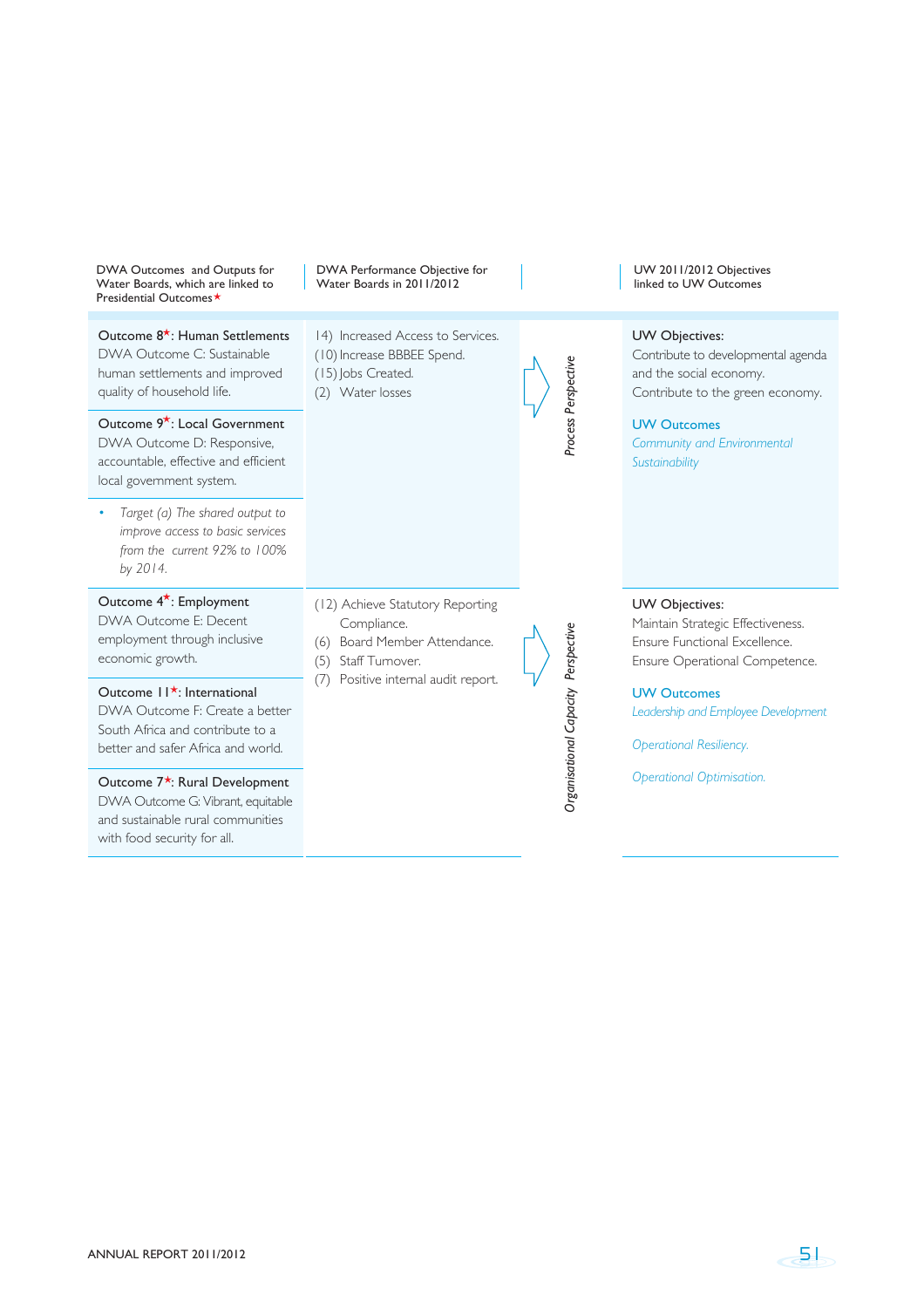| DWA Outcomes and Outputs for Water Boards, which are linked to Presidential Outcomes* | DWA Performance Objective for Water Boards in 2011/2012 | | UW 2011/2012 Objectives linked to UW Outcomes |
|---|---|---|---|
| **Outcome 8*: Human Settlements** DWA Outcome C: Sustainable human settlements and improved quality of household life. **Outcome 9*: Local Government** DWA Outcome D: Responsive, accountable, effective and efficient local government system. • *Target (a) The shared output to improve access to basic services from the current 92% to 100% by 2014.* | 14) Increased Access to Services. (10) Increase BBBEE Spend. (15) Jobs Created. (2) Water losses | *Process Perspective* | UW Objectives: Contribute to developmental agenda and the social economy. Contribute to the green economy. UW Outcomes: *Community and Environmental Sustainability* |
| **Outcome 4*: Employment** DWA Outcome E: Decent employment through inclusive economic growth. **Outcome 11*: International** DWA Outcome F: Create a better South Africa and contribute to a better and safer Africa and world. **Outcome 7*: Rural Development** DWA Outcome G: Vibrant, equitable and sustainable rural communities with food security for all. | (12) Achieve Statutory Reporting Compliance. (6) Board Member Attendance. (5) Staff Turnover. (7) Positive internal audit report. | *Organisational Capacity Perspective* | UW Objectives: Maintain Strategic Effectiveness. Ensure Functional Excellence. Ensure Operational Competence. UW Outcomes: *Leadership and Employee Development* *Operational Resiliency.* *Operational Optimisation.* |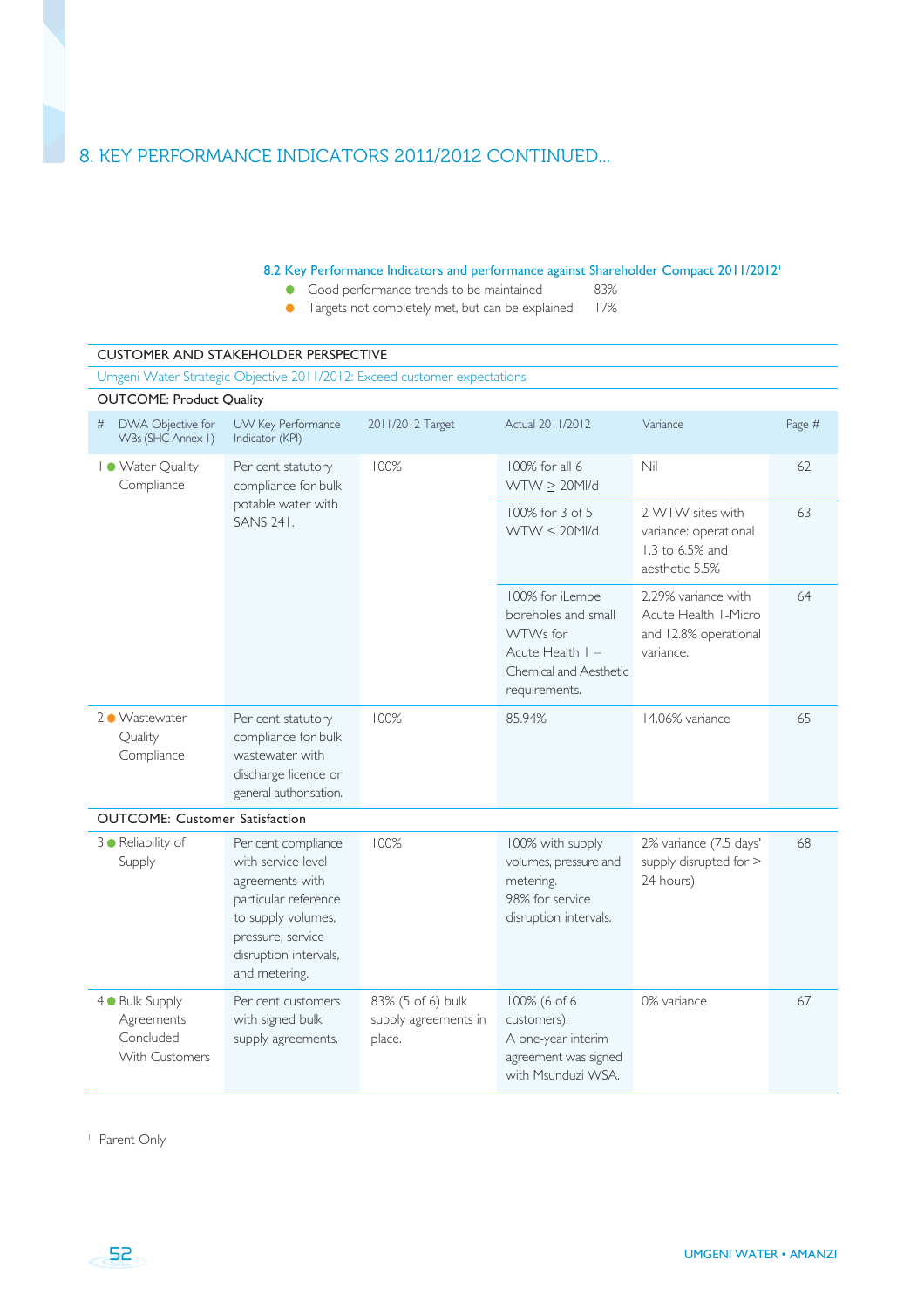## 8. KEY PERFORMANCE INDICATORS 2011/2012 CONTINUED...

### 8.2 Key Performance Indicators and performance against Shareholder Compact 2011/2012[1]

- ● Good performance trends to be maintained 83%
- ● Targets not completely met, but can be explained 17%

| # | DWA Objective for WBs (SHC Annex I) | UW Key Performance Indicator (KPI) | 2011/2012 Target | Actual 2011/2012 | Variance | Page # |
|---|---|---|---|---|---|---|
| **CUSTOMER AND STAKEHOLDER PERSPECTIVE** | | | | | | |
| Umgeni Water Strategic Objective 2011/2012: Exceed customer expectations | | | | | | |
| **OUTCOME: Product Quality** | | | | | | |
| 1 ● | Water Quality Compliance | Per cent statutory compliance for bulk potable water with SANS 241. | 100% | 100% for all 6 WTW $\geq$ 20Ml/d | Nil | 62 |
| | | | | 100% for 3 of 5 WTW < 20Ml/d | 2 WTW sites with variance: operational 1.3 to 6.5% and aesthetic 5.5% | 63 |
| | | | | 100% for iLembe boreholes and small WTWs for Acute Health 1 – Chemical and Aesthetic requirements. | 2.29% variance with Acute Health 1-Micro and 12.8% operational variance. | 64 |
| 2 ● | Wastewater Quality Compliance | Per cent statutory compliance for bulk wastewater with discharge licence or general authorisation. | 100% | 85.94% | 14.06% variance | 65 |
| **OUTCOME: Customer Satisfaction** | | | | | | |
| 3 ● | Reliability of Supply | Per cent compliance with service level agreements with particular reference to supply volumes, pressure, service disruption intervals, and metering. | 100% | 100% with supply volumes, pressure and metering. 98% for service disruption intervals. | 2% variance (7.5 days' supply disrupted for > 24 hours) | 68 |
| 4 ● | Bulk Supply Agreements Concluded With Customers | Per cent customers with signed bulk supply agreements. | 83% (5 of 6) bulk supply agreements in place. | 100% (6 of 6 customers). A one-year interim agreement was signed with Msunduzi WSA. | 0% variance | 67 |

[1] Parent Only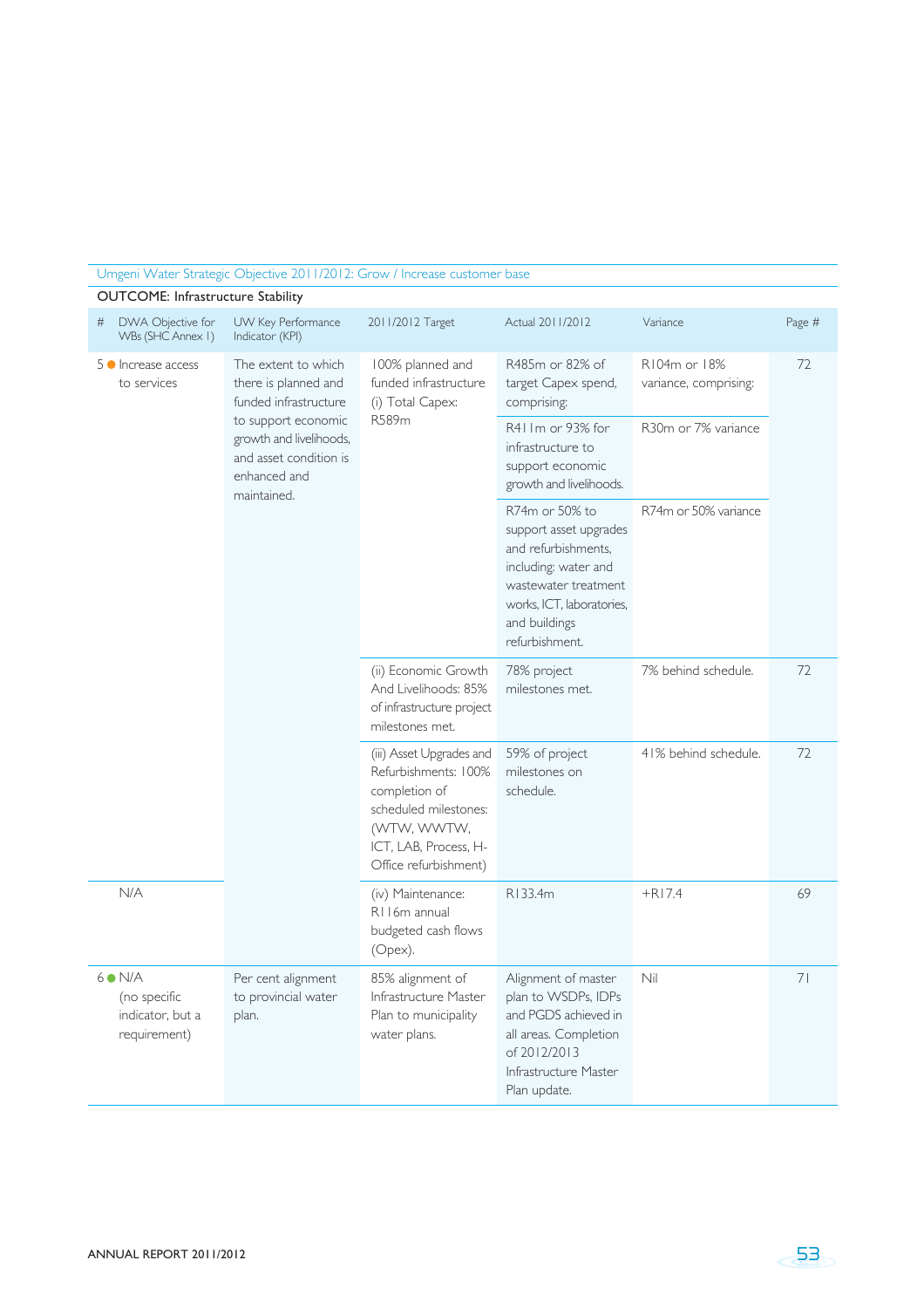Umgeni Water Strategic Objective 2011/2012: Grow / Increase customer base

**OUTCOME: Infrastructure Stability**

| # | DWA Objective for WBs (SHC Annex I) | UW Key Performance Indicator (KPI) | 2011/2012 Target | Actual 2011/2012 | Variance | Page # |
|---|---|---|---|---|---|---|
| 5 ● | Increase access to services | The extent to which there is planned and funded infrastructure to support economic growth and livelihoods, and asset condition is enhanced and maintained. | 100% planned and funded infrastructure (i) Total Capex: R589m | R485m or 82% of target Capex spend, comprising: | R104m or 18% variance, comprising: | 72 |
| | | | | R411m or 93% for infrastructure to support economic growth and livelihoods. | R30m or 7% variance | |
| | | | | R74m or 50% to support asset upgrades and refurbishments, including: water and wastewater treatment works, ICT, laboratories, and buildings refurbishment. | R74m or 50% variance | |
| | | | (ii) Economic Growth And Livelihoods: 85% of infrastructure project milestones met. | 78% project milestones met. | 7% behind schedule. | 72 |
| | | | (iii) Asset Upgrades and Refurbishments: 100% completion of scheduled milestones: (WTW, WWTW, ICT, LAB, Process, H-Office refurbishment) | 59% of project milestones on schedule. | 41% behind schedule. | 72 |
| | N/A | | (iv) Maintenance: R116m annual budgeted cash flows (Opex). | R133.4m | +R17.4 | 69 |
| 6 ● | N/A (no specific indicator, but a requirement) | Per cent alignment to provincial water plan. | 85% alignment of Infrastructure Master Plan to municipality water plans. | Alignment of master plan to WSDPs, IDPs and PGDS achieved in all areas. Completion of 2012/2013 Infrastructure Master Plan update. | Nil | 71 |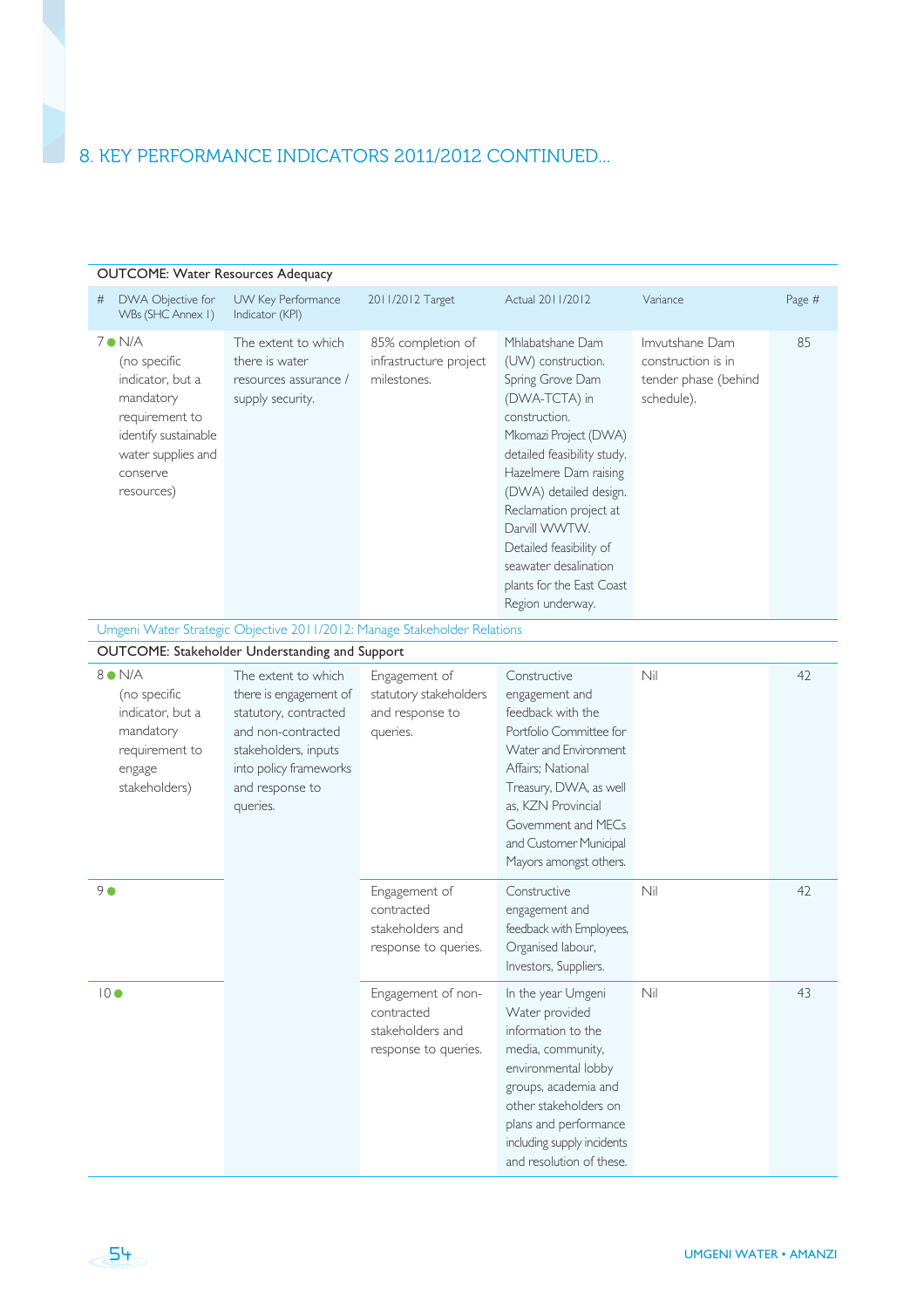## 8. KEY PERFORMANCE INDICATORS 2011/2012 CONTINUED...

| # | DWA Objective for WBs (SHC Annex 1) | UW Key Performance Indicator (KPI) | 2011/2012 Target | Actual 2011/2012 | Variance | Page # |
|---|---|---|---|---|---|---|
| **OUTCOME: Water Resources Adequacy** | | | | | | |
| 7 ● | N/A (no specific indicator, but a mandatory requirement to identify sustainable water supplies and conserve resources) | The extent to which there is water resources assurance / supply security. | 85% completion of infrastructure project milestones. | Mhlabatshane Dam (UW) construction. Spring Grove Dam (DWA-TCTA) in construction. Mkomazi Project (DWA) detailed feasibility study. Hazelmere Dam raising (DWA) detailed design. Reclamation project at Darvill WWTW. Detailed feasibility of seawater desalination plants for the East Coast Region underway. | Imvutshane Dam construction is in tender phase (behind schedule). | 85 |
| Umgeni Water Strategic Objective 2011/2012: Manage Stakeholder Relations | | | | | | |
| **OUTCOME: Stakeholder Understanding and Support** | | | | | | |
| 8 ● | N/A (no specific indicator, but a mandatory requirement to engage stakeholders) | The extent to which there is engagement of statutory, contracted and non-contracted stakeholders, inputs into policy frameworks and response to queries. | Engagement of statutory stakeholders and response to queries. | Constructive engagement and feedback with the Portfolio Committee for Water and Environment Affairs; National Treasury, DWA, as well as, KZN Provincial Government and MECs and Customer Municipal Mayors amongst others. | Nil | 42 |
| 9 ● | | | Engagement of contracted stakeholders and response to queries. | Constructive engagement and feedback with Employees, Organised labour, Investors, Suppliers. | Nil | 42 |
| 10 ● | | | Engagement of non-contracted stakeholders and response to queries. | In the year Umgeni Water provided information to the media, community, environmental lobby groups, academia and other stakeholders on plans and performance including supply incidents and resolution of these. | Nil | 43 |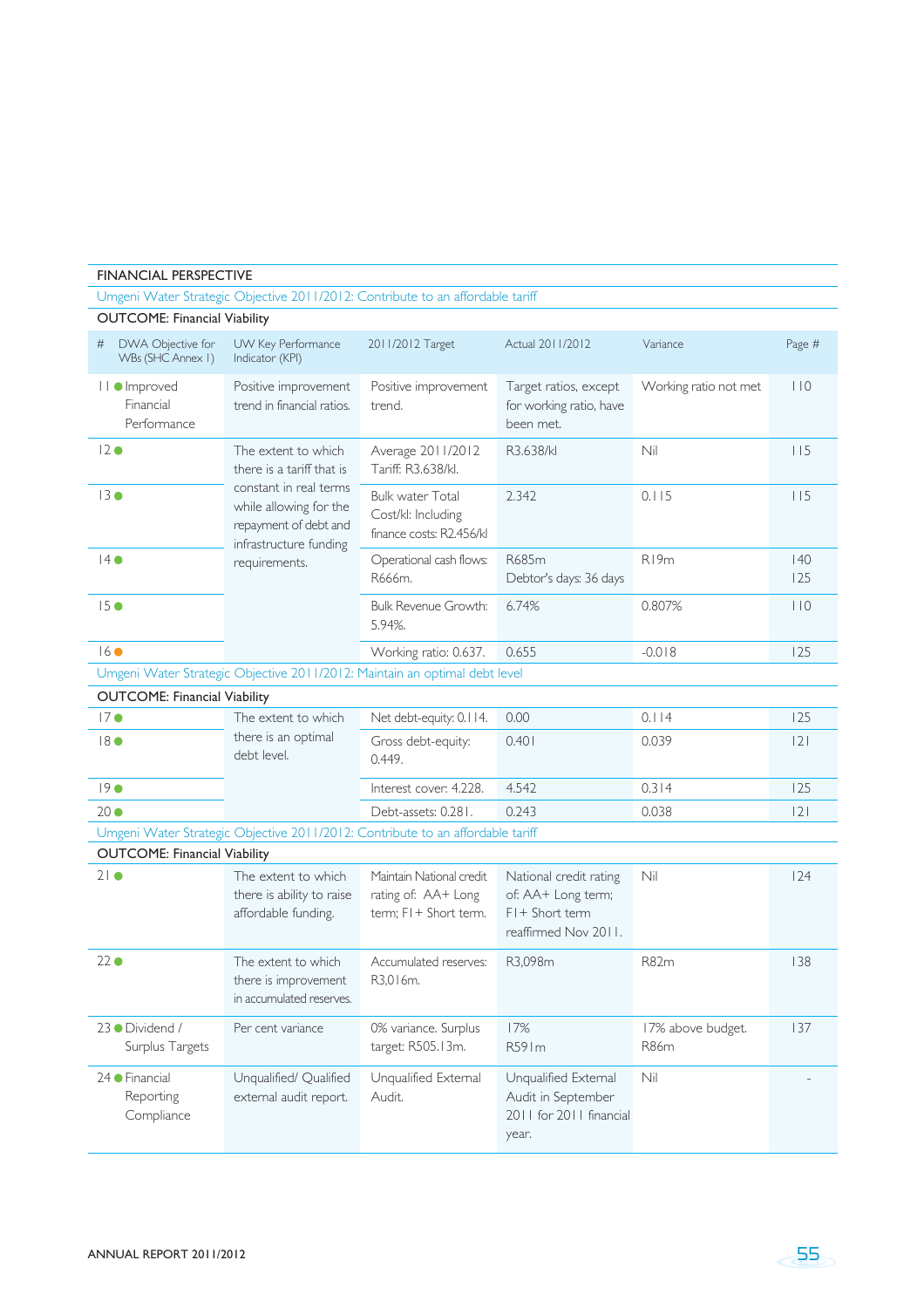## FINANCIAL PERSPECTIVE

Umgeni Water Strategic Objective 2011/2012: Contribute to an affordable tariff

**OUTCOME: Financial Viability**

| # | DWA Objective for WBs (SHC Annex I) | UW Key Performance Indicator (KPI) | 2011/2012 Target | Actual 2011/2012 | Variance | Page # |
|---|---|---|---|---|---|---|
| 11 ● | Improved Financial Performance | Positive improvement trend in financial ratios. | Positive improvement trend. | Target ratios, except for working ratio, have been met. | Working ratio not met | 110 |
| 12 ● | | The extent to which there is a tariff that is constant in real terms while allowing for the repayment of debt and infrastructure funding requirements. | Average 2011/2012 Tariff: R3.638/kl. | R3.638/kl | Nil | 115 |
| 13 ● | | | Bulk water Total Cost/kl: Including finance costs: R2.456/kl | 2.342 | 0.115 | 115 |
| 14 ● | | | Operational cash flows: R666m. | R685m<br>Debtor's days: 36 days | R19m | 140<br>125 |
| 15 ● | | | Bulk Revenue Growth: 5.94%. | 6.74% | 0.807% | 110 |
| 16 ● | | | Working ratio: 0.637. | 0.655 | -0.018 | 125 |

Umgeni Water Strategic Objective 2011/2012: Maintain an optimal debt level

**OUTCOME: Financial Viability**

| # | DWA Objective for WBs (SHC Annex I) | UW Key Performance Indicator (KPI) | 2011/2012 Target | Actual 2011/2012 | Variance | Page # |
|---|---|---|---|---|---|---|
| 17 ● | | The extent to which there is an optimal debt level. | Net debt-equity: 0.114. | 0.00 | 0.114 | 125 |
| 18 ● | | | Gross debt-equity: 0.449. | 0.401 | 0.039 | 121 |
| 19 ● | | | Interest cover: 4.228. | 4.542 | 0.314 | 125 |
| 20 ● | | | Debt-assets: 0.281. | 0.243 | 0.038 | 121 |

Umgeni Water Strategic Objective 2011/2012: Contribute to an affordable tariff

**OUTCOME: Financial Viability**

| # | DWA Objective for WBs (SHC Annex I) | UW Key Performance Indicator (KPI) | 2011/2012 Target | Actual 2011/2012 | Variance | Page # |
|---|---|---|---|---|---|---|
| 21 ● | | The extent to which there is ability to raise affordable funding. | Maintain National credit rating of: AA+ Long term; F1+ Short term. | National credit rating of: AA+ Long term; F1+ Short term reaffirmed Nov 2011. | Nil | 124 |
| 22 ● | | The extent to which there is improvement in accumulated reserves. | Accumulated reserves: R3,016m. | R3,098m | R82m | 138 |
| 23 ● | Dividend / Surplus Targets | Per cent variance | 0% variance. Surplus target: R505.13m. | 17%<br>R591m | 17% above budget.<br>R86m | 137 |
| 24 ● | Financial Reporting Compliance | Unqualified/ Qualified external audit report. | Unqualified External Audit. | Unqualified External Audit in September 2011 for 2011 financial year. | Nil | - |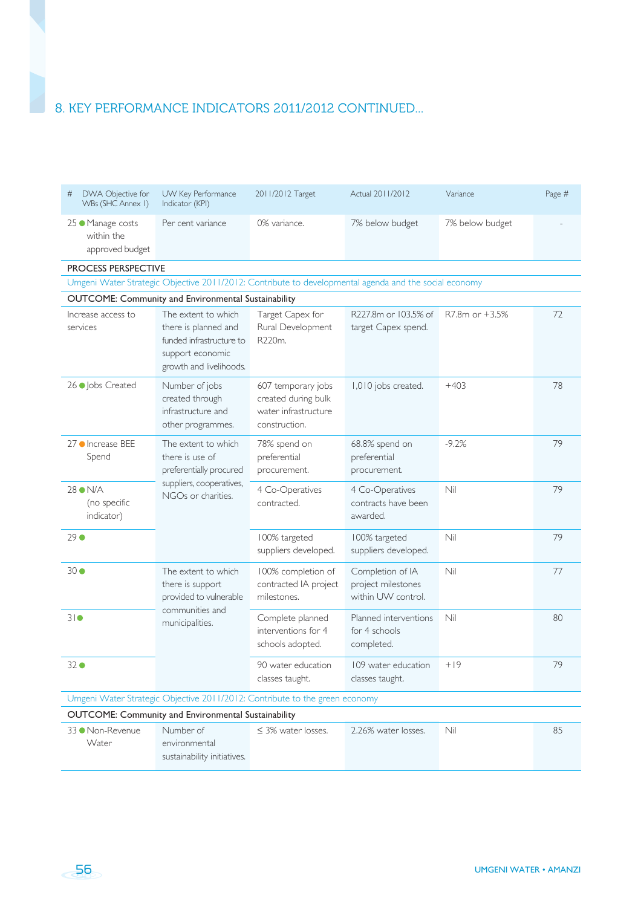## 8. KEY PERFORMANCE INDICATORS 2011/2012 CONTINUED...

| # | DWA Objective for WBs (SHC Annex I) | UW Key Performance Indicator (KPI) | 2011/2012 Target | Actual 2011/2012 | Variance | Page # |
|---|---|---|---|---|---|---|
| 25 | ● Manage costs within the approved budget | Per cent variance | 0% variance. | 7% below budget | 7% below budget | - |
| **PROCESS PERSPECTIVE** | | | | | | |
| Umgeni Water Strategic Objective 2011/2012: Contribute to developmental agenda and the social economy | | | | | | |
| **OUTCOME: Community and Environmental Sustainability** | | | | | | |
| | Increase access to services | The extent to which there is planned and funded infrastructure to support economic growth and livelihoods. | Target Capex for Rural Development R220m. | R227.8m or 103.5% of target Capex spend. | R7.8m or +3.5% | 72 |
| 26 | ● Jobs Created | Number of jobs created through infrastructure and other programmes. | 607 temporary jobs created during bulk water infrastructure construction. | 1,010 jobs created. | +403 | 78 |
| 27 | ● Increase BEE Spend | The extent to which there is use of preferentially procured suppliers, cooperatives, NGOs or charities. | 78% spend on preferential procurement. | 68.8% spend on preferential procurement. | -9.2% | 79 |
| 28 | ● N/A (no specific indicator) | | 4 Co-Operatives contracted. | 4 Co-Operatives contracts have been awarded. | Nil | 79 |
| 29 | ● | | 100% targeted suppliers developed. | 100% targeted suppliers developed. | Nil | 79 |
| 30 | ● | The extent to which there is support provided to vulnerable communities and municipalities. | 100% completion of contracted IA project milestones. | Completion of IA project milestones within UW control. | Nil | 77 |
| 31 | ● | | Complete planned interventions for 4 schools adopted. | Planned interventions for 4 schools completed. | Nil | 80 |
| 32 | ● | | 90 water education classes taught. | 109 water education classes taught. | +19 | 79 |
| Umgeni Water Strategic Objective 2011/2012: Contribute to the green economy | | | | | | |
| **OUTCOME: Community and Environmental Sustainability** | | | | | | |
| 33 | ● Non-Revenue Water | Number of environmental sustainability initiatives. | ≤ 3% water losses. | 2.26% water losses. | Nil | 85 |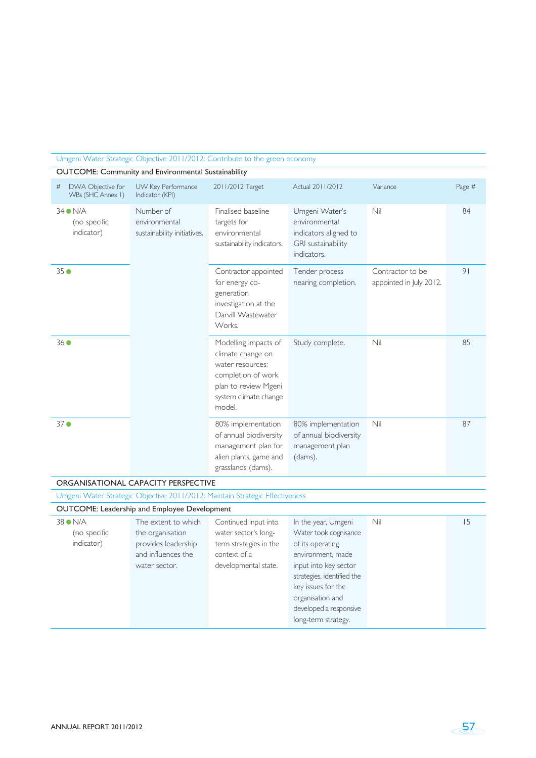| Umgeni Water Strategic Objective 2011/2012: Contribute to the green economy | | | | | |
|---|---|---|---|---|---|
| **OUTCOME: Community and Environmental Sustainability** | | | | | |
| # DWA Objective for WBs (SHC Annex 1) | UW Key Performance Indicator (KPI) | 2011/2012 Target | Actual 2011/2012 | Variance | Page # |
| 34 ● N/A (no specific indicator) | Number of environmental sustainability initiatives. | Finalised baseline targets for environmental sustainability indicators. | Umgeni Water's environmental indicators aligned to GRI sustainability indicators. | Nil | 84 |
| 35 ● | | Contractor appointed for energy co-generation investigation at the Darvill Wastewater Works. | Tender process nearing completion. | Contractor to be appointed in July 2012. | 91 |
| 36 ● | | Modelling impacts of climate change on water resources: completion of work plan to review Mgeni system climate change model. | Study complete. | Nil | 85 |
| 37 ● | | 80% implementation of annual biodiversity management plan for alien plants, game and grasslands (dams). | 80% implementation of annual biodiversity management plan (dams). | Nil | 87 |
| **ORGANISATIONAL CAPACITY PERSPECTIVE** | | | | | |
| Umgeni Water Strategic Objective 2011/2012: Maintain Strategic Effectiveness | | | | | |
| **OUTCOME: Leadership and Employee Development** | | | | | |
| 38 ● N/A (no specific indicator) | The extent to which the organisation provides leadership and influences the water sector. | Continued input into water sector's long-term strategies in the context of a developmental state. | In the year, Umgeni Water took cognisance of its operating environment, made input into key sector strategies, identified the key issues for the organisation and developed a responsive long-term strategy. | Nil | 15 |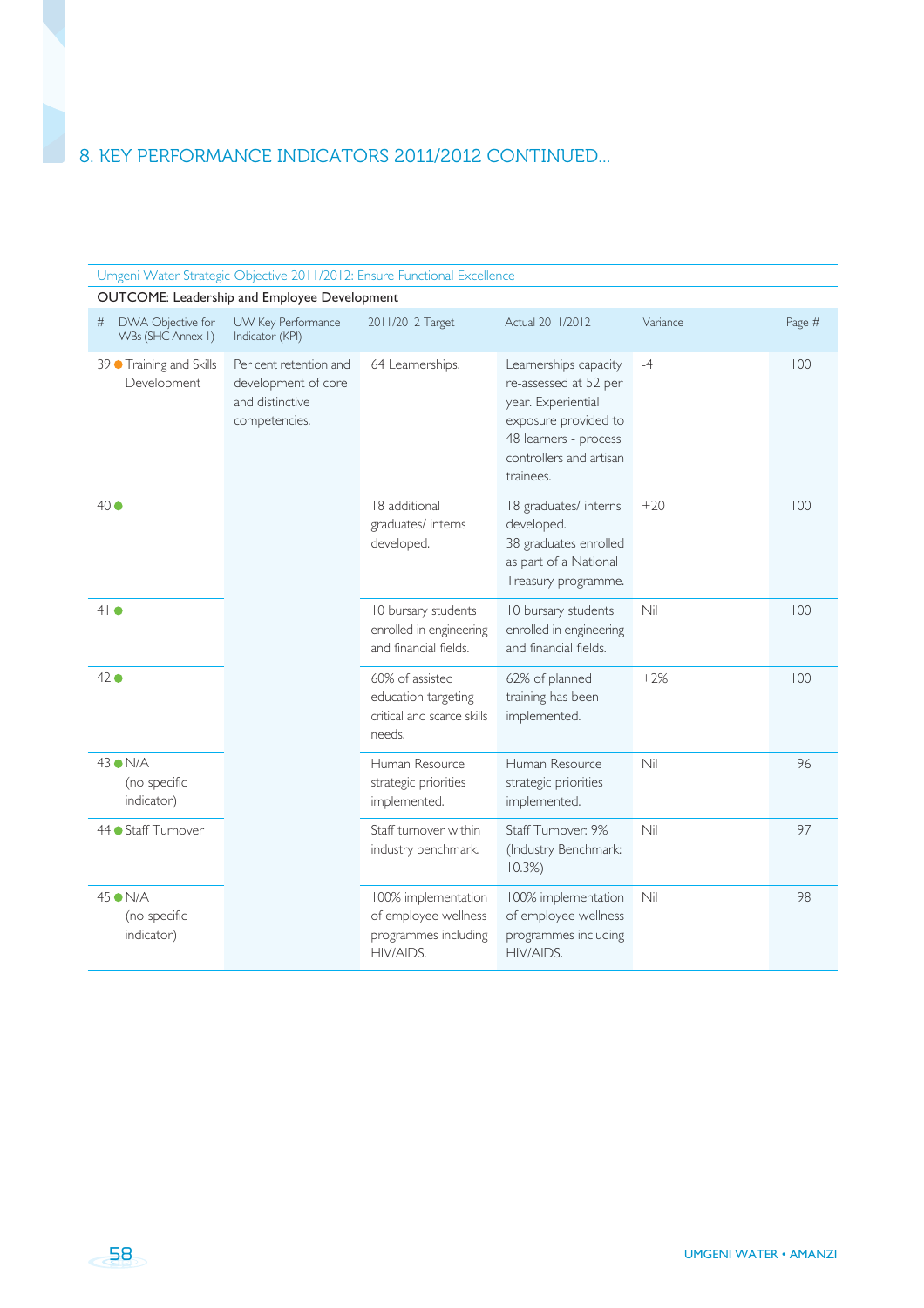## 8. KEY PERFORMANCE INDICATORS 2011/2012 CONTINUED...

| Umgeni Water Strategic Objective 2011/2012: Ensure Functional Excellence | | | | | | |
|---|---|---|---|---|---|---|
| **OUTCOME: Leadership and Employee Development** | | | | | | |
| # DWA Objective for WBs (SHC Annex I) | UW Key Performance Indicator (KPI) | 2011/2012 Target | Actual 2011/2012 | Variance | Page # |
| 39 ● Training and Skills Development | Per cent retention and development of core and distinctive competencies. | 64 Learnerships. | Learnerships capacity re-assessed at 52 per year. Experiential exposure provided to 48 learners - process controllers and artisan trainees. | -4 | 100 |
| 40 ● | | 18 additional graduates/ interns developed. | 18 graduates/ interns developed. 38 graduates enrolled as part of a National Treasury programme. | +20 | 100 |
| 41 ● | | 10 bursary students enrolled in engineering and financial fields. | 10 bursary students enrolled in engineering and financial fields. | Nil | 100 |
| 42 ● | | 60% of assisted education targeting critical and scarce skills needs. | 62% of planned training has been implemented. | +2% | 100 |
| 43 ● N/A (no specific indicator) | | Human Resource strategic priorities implemented. | Human Resource strategic priorities implemented. | Nil | 96 |
| 44 ● Staff Turnover | | Staff turnover within industry benchmark. | Staff Turnover: 9% (Industry Benchmark: 10.3%) | Nil | 97 |
| 45 ● N/A (no specific indicator) | | 100% implementation of employee wellness programmes including HIV/AIDS. | 100% implementation of employee wellness programmes including HIV/AIDS. | Nil | 98 |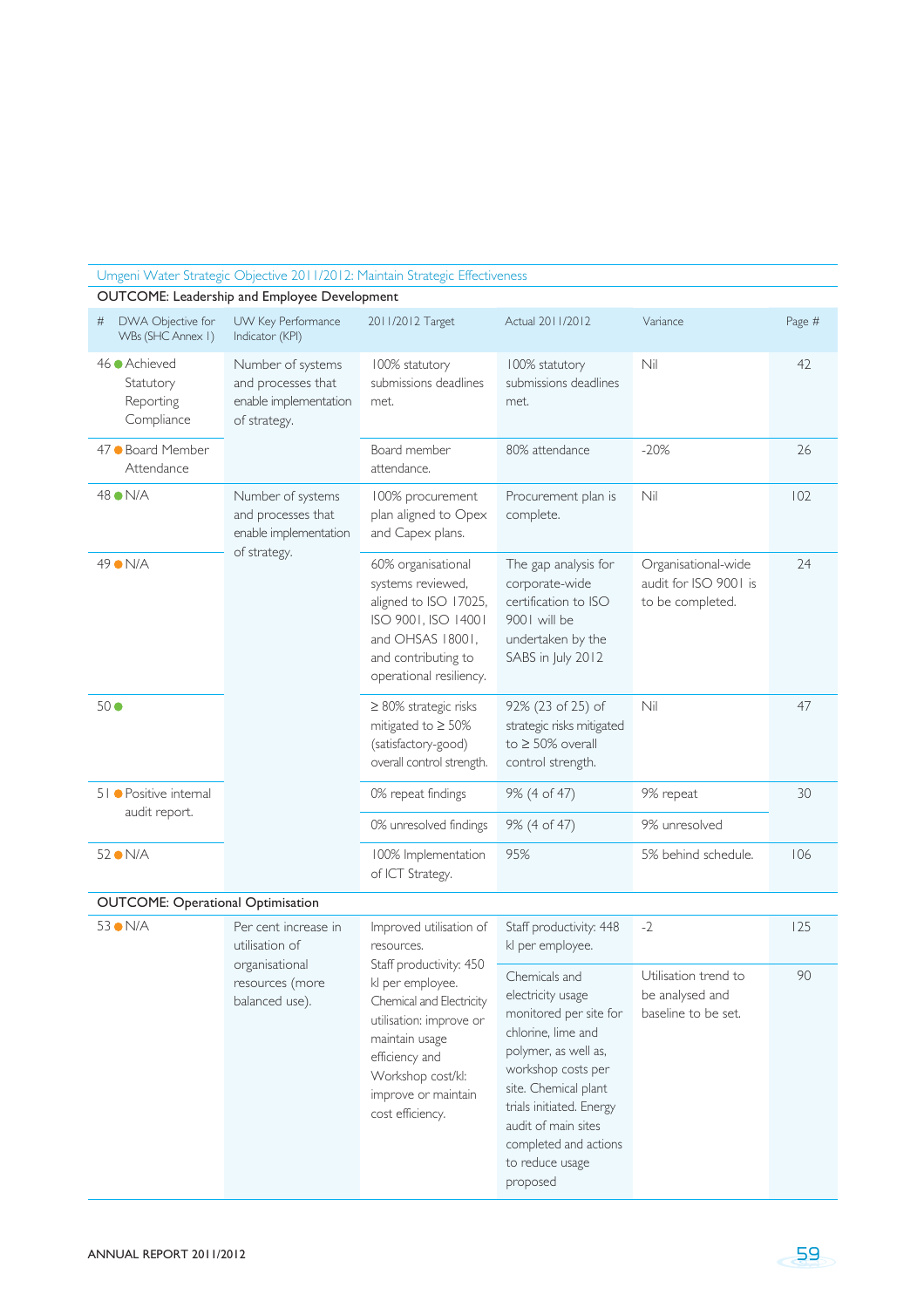Umgeni Water Strategic Objective 2011/2012: Maintain Strategic Effectiveness

| # | DWA Objective for WBs (SHC Annex I) | UW Key Performance Indicator (KPI) | 2011/2012 Target | Actual 2011/2012 | Variance | Page # |
|---|---|---|---|---|---|---|
| **OUTCOME: Leadership and Employee Development** | | | | | | |
| 46 ● | Achieved Statutory Reporting Compliance | Number of systems and processes that enable implementation of strategy. | 100% statutory submissions deadlines met. | 100% statutory submissions deadlines met. | Nil | 42 |
| 47 ● | Board Member Attendance | | Board member attendance. | 80% attendance | -20% | 26 |
| 48 ● | N/A | Number of systems and processes that enable implementation of strategy. | 100% procurement plan aligned to Opex and Capex plans. | Procurement plan is complete. | Nil | 102 |
| 49 ● | N/A | | 60% organisational systems reviewed, aligned to ISO 17025, ISO 9001, ISO 14001 and OHSAS 18001, and contributing to operational resiliency. | The gap analysis for corporate-wide certification to ISO 9001 will be undertaken by the SABS in July 2012 | Organisational-wide audit for ISO 9001 is to be completed. | 24 |
| 50 ● | | | ≥ 80% strategic risks mitigated to ≥ 50% (satisfactory-good) overall control strength. | 92% (23 of 25) of strategic risks mitigated to ≥ 50% overall control strength. | Nil | 47 |
| 51 ● | Positive internal audit report. | | 0% repeat findings | 9% (4 of 47) | 9% repeat | 30 |
| | | | 0% unresolved findings | 9% (4 of 47) | 9% unresolved | |
| 52 ● | N/A | | 100% Implementation of ICT Strategy. | 95% | 5% behind schedule. | 106 |
| **OUTCOME: Operational Optimisation** | | | | | | |
| 53 ● | N/A | Per cent increase in utilisation of organisational resources (more balanced use). | Improved utilisation of resources. Staff productivity: 450 kl per employee. Chemical and Electricity utilisation: improve or maintain usage efficiency and Workshop cost/kl: improve or maintain cost efficiency. | Staff productivity: 448 kl per employee. | -2 | 125 |
| | | | | Chemicals and electricity usage monitored per site for chlorine, lime and polymer, as well as, workshop costs per site. Chemical plant trials initiated. Energy audit of main sites completed and actions to reduce usage proposed | Utilisation trend to be analysed and baseline to be set. | 90 |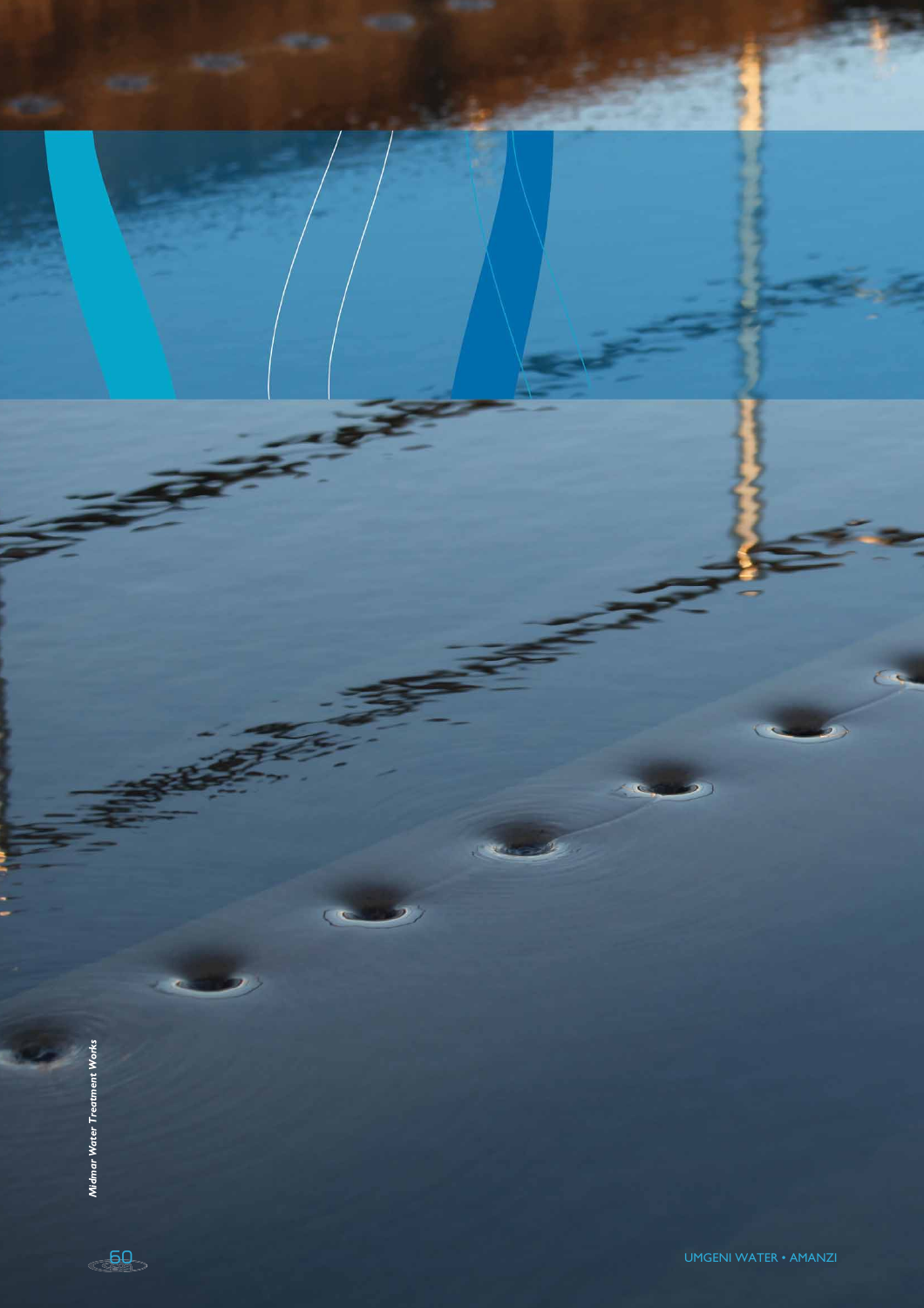*Midmar Water Treatment Works*